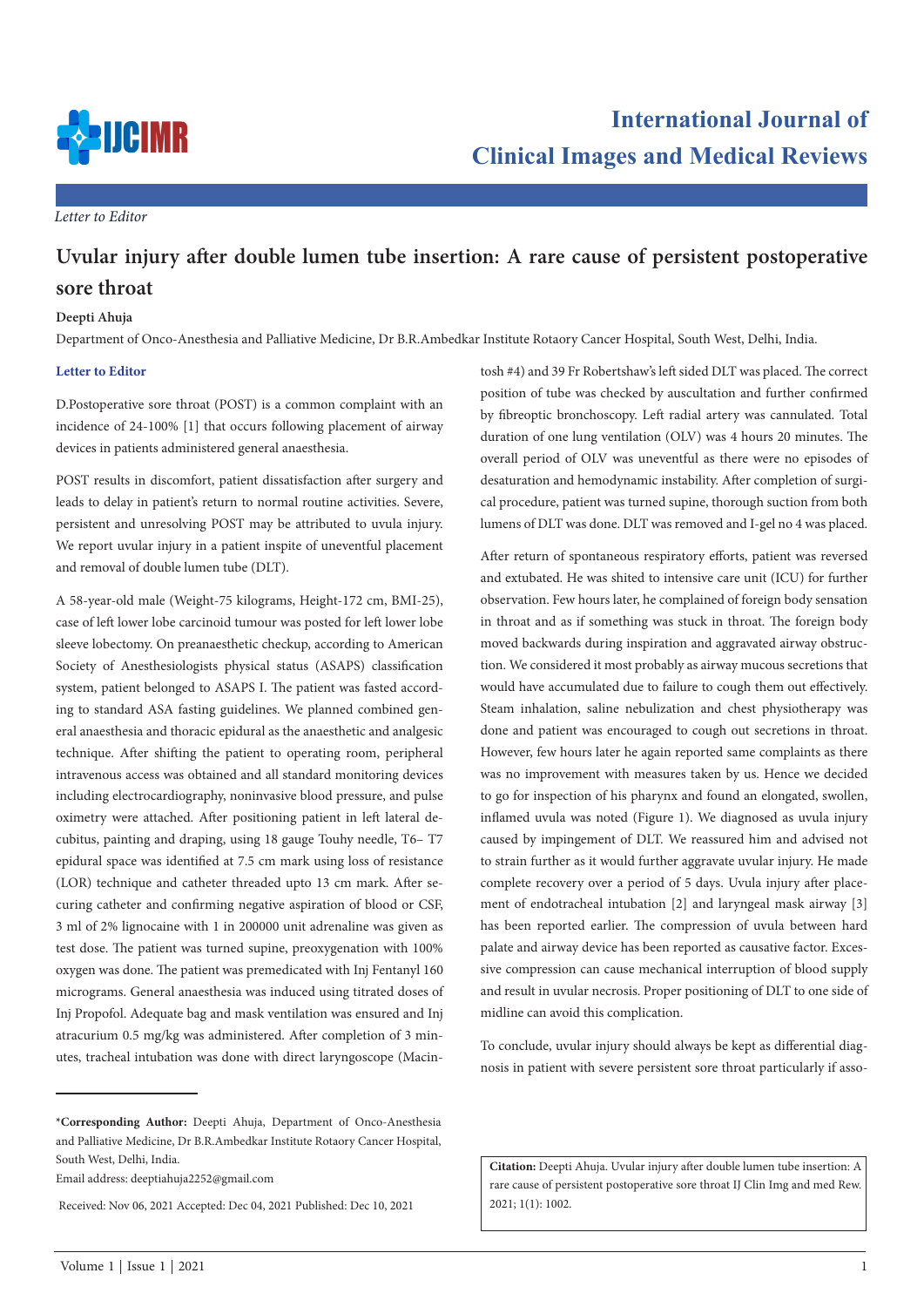*Letter to Editor*

# Uvular injury after double lumen tube insertion: A rare cause of persistent postoperative sore throat

**Deepti Ahuja**

Department of Onco-Anesthesia and Palliative Medicine, Dr B.R.Ambedkar Institute Rotaory Cancer Hospital, South West, Delhi, India.

## Letter to Editor

D.Postoperative sore throat (POST) is a common complaint with an incidence of 24-100% [1] that occurs following placement of airway devices in patients administered general anaesthesia.

POST results in discomfort, patient dissatisfaction after surgery and leads to delay in patient's return to normal routine activities. Severe, persistent and unresolving POST may be attributed to uvula injury. We report uvular injury in a patient inspite of uneventful placement and removal of double lumen tube (DLT).

A 58-year-old male (Weight-75 kilograms, Height-172 cm, BMI-25), case of left lower lobe carcinoid tumour was posted for left lower lobe sleeve lobectomy. On preanaesthetic checkup, according to American Society of Anesthesiologists physical status (ASAPS) classification system, patient belonged to ASAPS I. The patient was fasted according to standard ASA fasting guidelines. We planned combined general anaesthesia and thoracic epidural as the anaesthetic and analgesic technique. After shifting the patient to operating room, peripheral intravenous access was obtained and all standard monitoring devices including electrocardiography, noninvasive blood pressure, and pulse oximetry were attached. After positioning patient in left lateral decubitus, painting and draping, using 18 gauge Touhy needle, T6– T7 epidural space was identified at 7.5 cm mark using loss of resistance (LOR) technique and catheter threaded upto 13 cm mark. After securing catheter and confirming negative aspiration of blood or CSF, 3 ml of 2% lignocaine with 1 in 200000 unit adrenaline was given as test dose. The patient was turned supine, preoxygenation with 100% oxygen was done. The patient was premedicated with Inj Fentanyl 160 micrograms. General anaesthesia was induced using titrated doses of Inj Propofol. Adequate bag and mask ventilation was ensured and Inj atracurium 0.5 mg/kg was administered. After completion of 3 minutes, tracheal intubation was done with direct laryngoscope (Macintosh #4) and 39 Fr Robertshaw's left sided DLT was placed. The correct position of tube was checked by auscultation and further confirmed by fibreoptic bronchoscopy. Left radial artery was cannulated. Total duration of one lung ventilation (OLV) was 4 hours 20 minutes. The overall period of OLV was uneventful as there were no episodes of desaturation and hemodynamic instability. After completion of surgical procedure, patient was turned supine, thorough suction from both lumens of DLT was done. DLT was removed and I-gel no 4 was placed.

After return of spontaneous respiratory efforts, patient was reversed and extubated. He was shited to intensive care unit (ICU) for further observation. Few hours later, he complained of foreign body sensation in throat and as if something was stuck in throat. The foreign body moved backwards during inspiration and aggravated airway obstruction. We considered it most probably as airway mucous secretions that would have accumulated due to failure to cough them out effectively. Steam inhalation, saline nebulization and chest physiotherapy was done and patient was encouraged to cough out secretions in throat. However, few hours later he again reported same complaints as there was no improvement with measures taken by us. Hence we decided to go for inspection of his pharynx and found an elongated, swollen, inflamed uvula was noted (Figure 1). We diagnosed as uvula injury caused by impingement of DLT. We reassured him and advised not to strain further as it would further aggravate uvular injury. He made complete recovery over a period of 5 days. Uvula injury after placement of endotracheal intubation [2] and laryngeal mask airway [3] has been reported earlier. The compression of uvula between hard palate and airway device has been reported as causative factor. Excessive compression can cause mechanical interruption of blood supply and result in uvular necrosis. Proper positioning of DLT to one side of midline can avoid this complication.

To conclude, uvular injury should always be kept as differential diagnosis in patient with severe persistent sore throat particularly if asso-

---

***Corresponding Author:** Deepti Ahuja, Department of Onco-Anesthesia and Palliative Medicine, Dr B.R.Ambedkar Institute Rotaory Cancer Hospital, South West, Delhi, India.

Email address: deeptiahuja2252@gmail.com

Received: Nov 06, 2021 Accepted: Dec 04, 2021 Published: Dec 10, 2021

**Citation:** Deepti Ahuja. Uvular injury after double lumen tube insertion: A rare cause of persistent postoperative sore throat IJ Clin Img and med Rew. 2021; 1(1): 1002.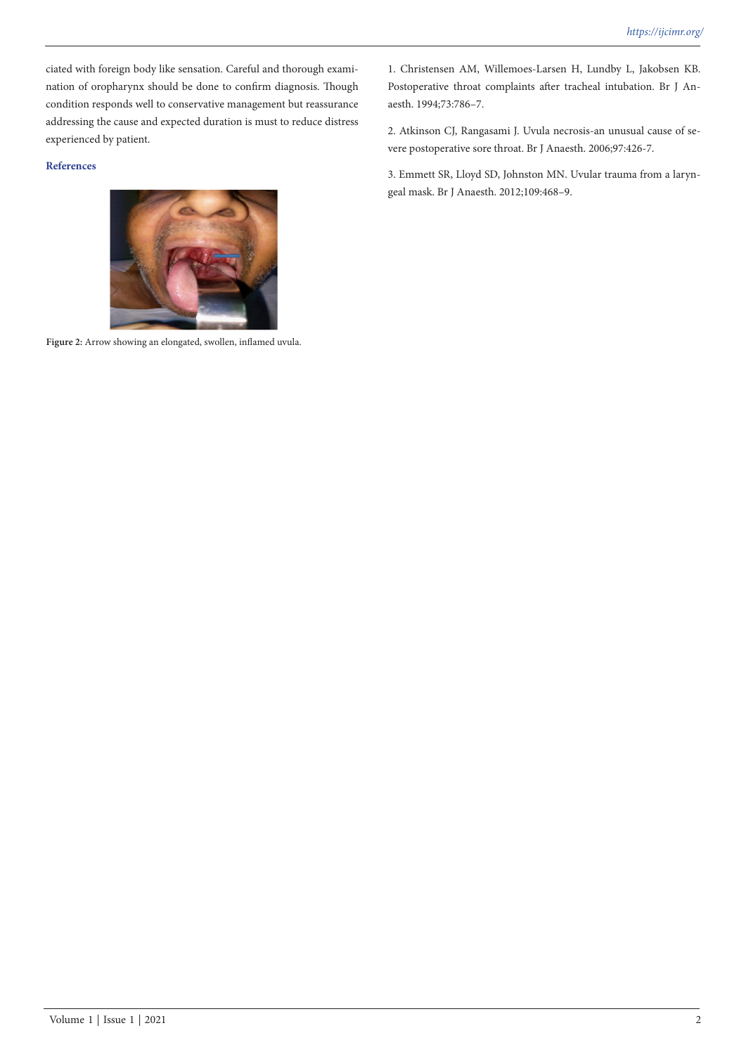ciated with foreign body like sensation. Careful and thorough examination of oropharynx should be done to confirm diagnosis. Though condition responds well to conservative management but reassurance addressing the cause and expected duration is must to reduce distress experienced by patient.

## References

**Figure 2:** Arrow showing an elongated, swollen, inflamed uvula.

1. Christensen AM, Willemoes-Larsen H, Lundby L, Jakobsen KB. Postoperative throat complaints after tracheal intubation. Br J Anaesth. 1994;73:786–7.

2. Atkinson CJ, Rangasami J. Uvula necrosis-an unusual cause of severe postoperative sore throat. Br J Anaesth. 2006;97:426-7.

3. Emmett SR, Lloyd SD, Johnston MN. Uvular trauma from a laryngeal mask. Br J Anaesth. 2012;109:468–9.